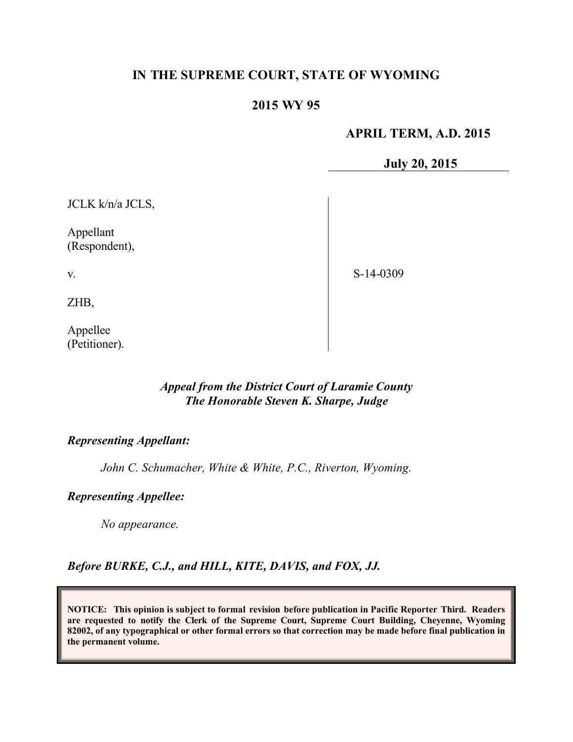**IN THE SUPREME COURT, STATE OF WYOMING**

**2015 WY 95**

**APRIL TERM, A.D. 2015**

**July 20, 2015**

| | |
|---|---|
| JCLK k/n/a JCLS,<br><br>Appellant<br>(Respondent),<br><br>v.<br><br>ZHB,<br><br>Appellee<br>(Petitioner). | S-14-0309 |

***Appeal from the District Court of Laramie County***
***The Honorable Steven K. Sharpe, Judge***

***Representing Appellant:***

*John C. Schumacher, White & White, P.C., Riverton, Wyoming.*

***Representing Appellee:***

*No appearance.*

***Before BURKE, C.J., and HILL, KITE, DAVIS, and FOX, JJ.***

**NOTICE: This opinion is subject to formal revision before publication in Pacific Reporter Third. Readers are requested to notify the Clerk of the Supreme Court, Supreme Court Building, Cheyenne, Wyoming 82002, of any typographical or other formal errors so that correction may be made before final publication in the permanent volume.**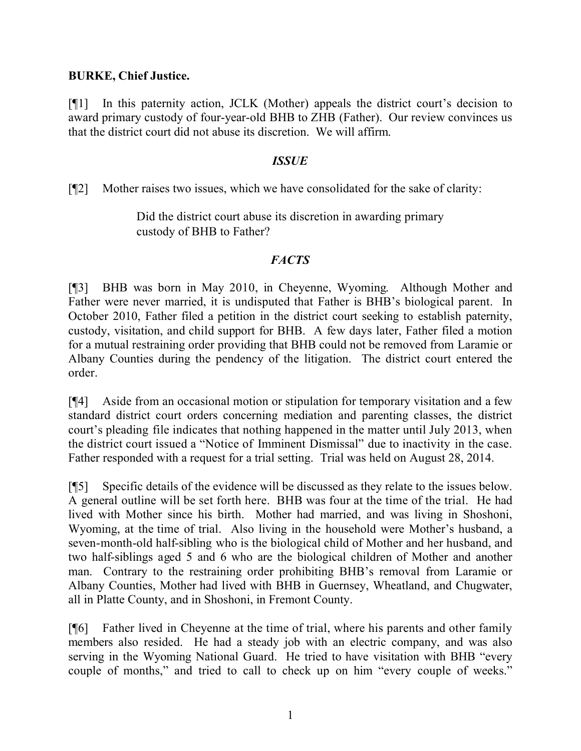**BURKE, Chief Justice.**

[¶1] In this paternity action, JCLK (Mother) appeals the district court's decision to award primary custody of four-year-old BHB to ZHB (Father). Our review convinces us that the district court did not abuse its discretion. We will affirm.

## *ISSUE*

[¶2] Mother raises two issues, which we have consolidated for the sake of clarity:

> Did the district court abuse its discretion in awarding primary custody of BHB to Father?

## *FACTS*

[¶3] BHB was born in May 2010, in Cheyenne, Wyoming. Although Mother and Father were never married, it is undisputed that Father is BHB's biological parent. In October 2010, Father filed a petition in the district court seeking to establish paternity, custody, visitation, and child support for BHB. A few days later, Father filed a motion for a mutual restraining order providing that BHB could not be removed from Laramie or Albany Counties during the pendency of the litigation. The district court entered the order.

[¶4] Aside from an occasional motion or stipulation for temporary visitation and a few standard district court orders concerning mediation and parenting classes, the district court's pleading file indicates that nothing happened in the matter until July 2013, when the district court issued a "Notice of Imminent Dismissal" due to inactivity in the case. Father responded with a request for a trial setting. Trial was held on August 28, 2014.

[¶5] Specific details of the evidence will be discussed as they relate to the issues below. A general outline will be set forth here. BHB was four at the time of the trial. He had lived with Mother since his birth. Mother had married, and was living in Shoshoni, Wyoming, at the time of trial. Also living in the household were Mother's husband, a seven-month-old half-sibling who is the biological child of Mother and her husband, and two half-siblings aged 5 and 6 who are the biological children of Mother and another man. Contrary to the restraining order prohibiting BHB's removal from Laramie or Albany Counties, Mother had lived with BHB in Guernsey, Wheatland, and Chugwater, all in Platte County, and in Shoshoni, in Fremont County.

[¶6] Father lived in Cheyenne at the time of trial, where his parents and other family members also resided. He had a steady job with an electric company, and was also serving in the Wyoming National Guard. He tried to have visitation with BHB "every couple of months," and tried to call to check up on him "every couple of weeks."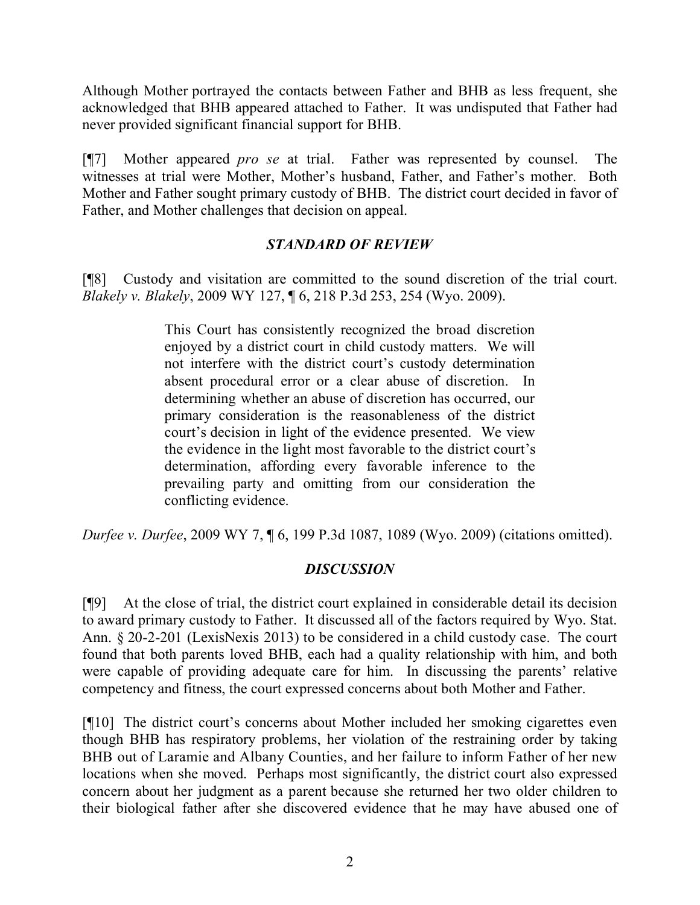Although Mother portrayed the contacts between Father and BHB as less frequent, she acknowledged that BHB appeared attached to Father. It was undisputed that Father had never provided significant financial support for BHB.

[¶7] Mother appeared *pro se* at trial. Father was represented by counsel. The witnesses at trial were Mother, Mother's husband, Father, and Father's mother. Both Mother and Father sought primary custody of BHB. The district court decided in favor of Father, and Mother challenges that decision on appeal.

## *STANDARD OF REVIEW*

[¶8] Custody and visitation are committed to the sound discretion of the trial court. *Blakely v. Blakely*, 2009 WY 127, ¶ 6, 218 P.3d 253, 254 (Wyo. 2009).

> This Court has consistently recognized the broad discretion enjoyed by a district court in child custody matters. We will not interfere with the district court's custody determination absent procedural error or a clear abuse of discretion. In determining whether an abuse of discretion has occurred, our primary consideration is the reasonableness of the district court's decision in light of the evidence presented. We view the evidence in the light most favorable to the district court's determination, affording every favorable inference to the prevailing party and omitting from our consideration the conflicting evidence.

*Durfee v. Durfee*, 2009 WY 7, ¶ 6, 199 P.3d 1087, 1089 (Wyo. 2009) (citations omitted).

## *DISCUSSION*

[¶9] At the close of trial, the district court explained in considerable detail its decision to award primary custody to Father. It discussed all of the factors required by Wyo. Stat. Ann. § 20-2-201 (LexisNexis 2013) to be considered in a child custody case. The court found that both parents loved BHB, each had a quality relationship with him, and both were capable of providing adequate care for him. In discussing the parents' relative competency and fitness, the court expressed concerns about both Mother and Father.

[¶10] The district court's concerns about Mother included her smoking cigarettes even though BHB has respiratory problems, her violation of the restraining order by taking BHB out of Laramie and Albany Counties, and her failure to inform Father of her new locations when she moved. Perhaps most significantly, the district court also expressed concern about her judgment as a parent because she returned her two older children to their biological father after she discovered evidence that he may have abused one of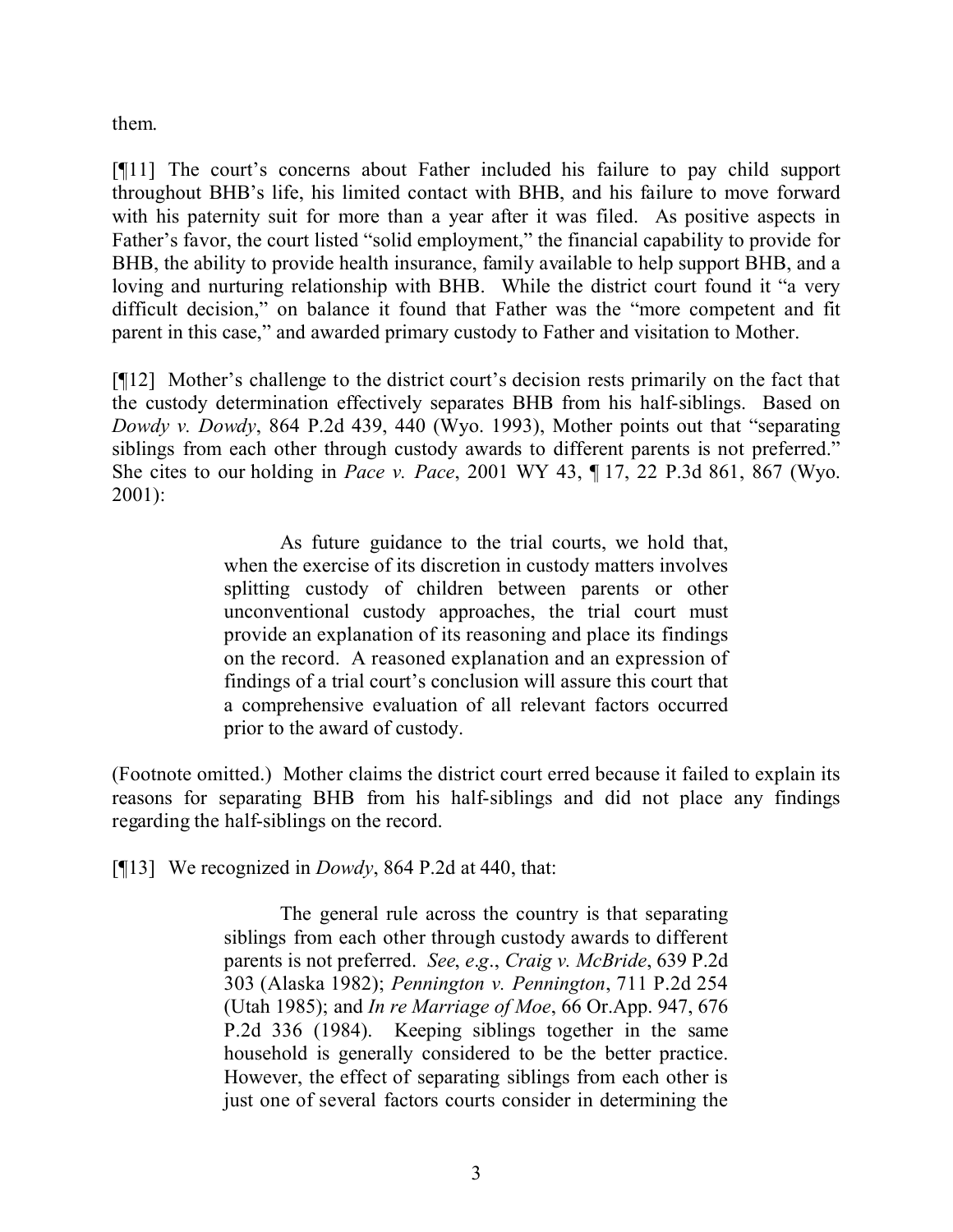them.

[¶11] The court's concerns about Father included his failure to pay child support throughout BHB's life, his limited contact with BHB, and his failure to move forward with his paternity suit for more than a year after it was filed. As positive aspects in Father's favor, the court listed "solid employment," the financial capability to provide for BHB, the ability to provide health insurance, family available to help support BHB, and a loving and nurturing relationship with BHB. While the district court found it "a very difficult decision," on balance it found that Father was the "more competent and fit parent in this case," and awarded primary custody to Father and visitation to Mother.

[¶12] Mother's challenge to the district court's decision rests primarily on the fact that the custody determination effectively separates BHB from his half-siblings. Based on *Dowdy v. Dowdy*, 864 P.2d 439, 440 (Wyo. 1993), Mother points out that "separating siblings from each other through custody awards to different parents is not preferred." She cites to our holding in *Pace v. Pace*, 2001 WY 43, ¶ 17, 22 P.3d 861, 867 (Wyo. 2001):

> As future guidance to the trial courts, we hold that, when the exercise of its discretion in custody matters involves splitting custody of children between parents or other unconventional custody approaches, the trial court must provide an explanation of its reasoning and place its findings on the record. A reasoned explanation and an expression of findings of a trial court's conclusion will assure this court that a comprehensive evaluation of all relevant factors occurred prior to the award of custody.

(Footnote omitted.) Mother claims the district court erred because it failed to explain its reasons for separating BHB from his half-siblings and did not place any findings regarding the half-siblings on the record.

[¶13] We recognized in *Dowdy*, 864 P.2d at 440, that:

> The general rule across the country is that separating siblings from each other through custody awards to different parents is not preferred. *See*, *e.g*., *Craig v. McBride*, 639 P.2d 303 (Alaska 1982); *Pennington v. Pennington*, 711 P.2d 254 (Utah 1985); and *In re Marriage of Moe*, 66 Or.App. 947, 676 P.2d 336 (1984). Keeping siblings together in the same household is generally considered to be the better practice. However, the effect of separating siblings from each other is just one of several factors courts consider in determining the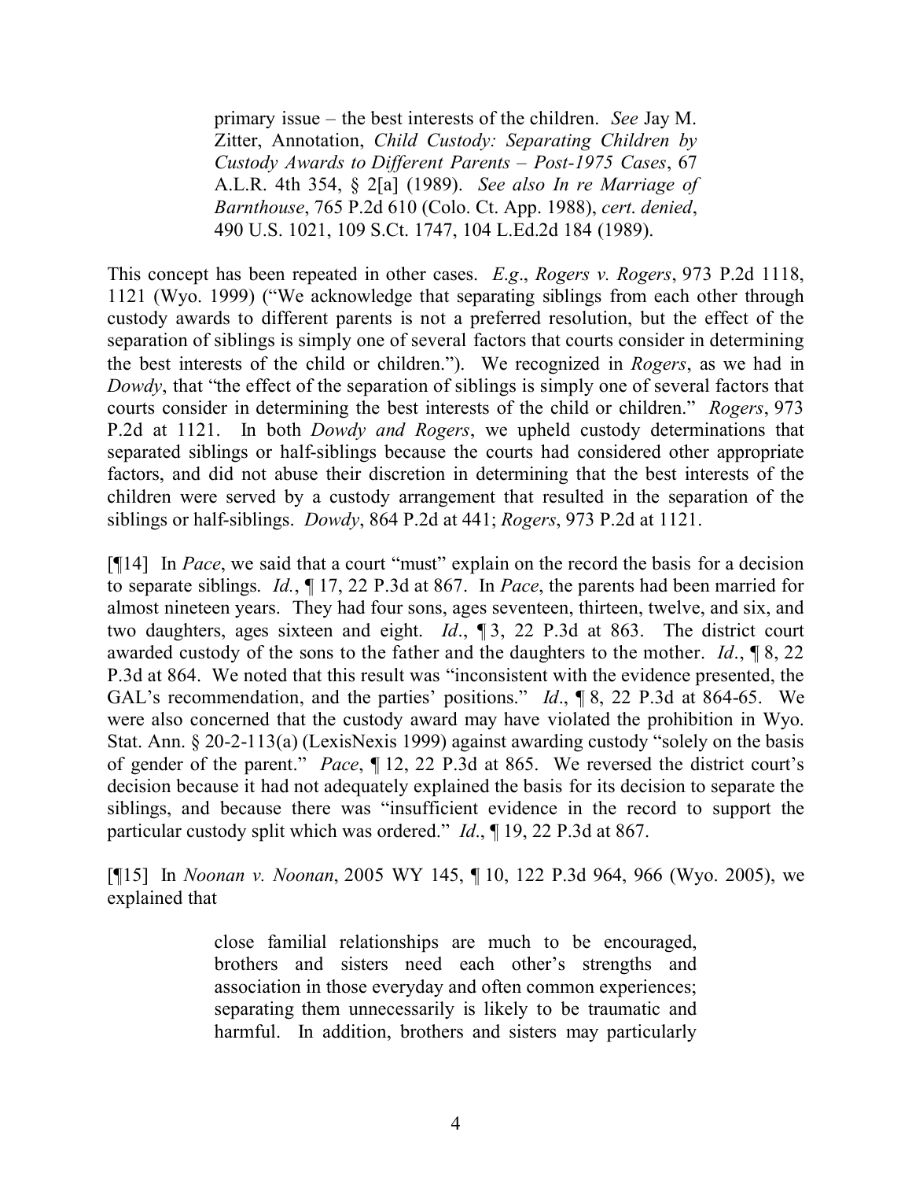> primary issue – the best interests of the children. *See* Jay M. Zitter, Annotation, *Child Custody: Separating Children by Custody Awards to Different Parents – Post-1975 Cases*, 67 A.L.R. 4th 354, § 2[a] (1989). *See also In re Marriage of Barnthouse*, 765 P.2d 610 (Colo. Ct. App. 1988), *cert. denied*, 490 U.S. 1021, 109 S.Ct. 1747, 104 L.Ed.2d 184 (1989).

This concept has been repeated in other cases. *E.g*., *Rogers v. Rogers*, 973 P.2d 1118, 1121 (Wyo. 1999) ("We acknowledge that separating siblings from each other through custody awards to different parents is not a preferred resolution, but the effect of the separation of siblings is simply one of several factors that courts consider in determining the best interests of the child or children."). We recognized in *Rogers*, as we had in *Dowdy*, that "the effect of the separation of siblings is simply one of several factors that courts consider in determining the best interests of the child or children." *Rogers*, 973 P.2d at 1121. In both *Dowdy and Rogers*, we upheld custody determinations that separated siblings or half-siblings because the courts had considered other appropriate factors, and did not abuse their discretion in determining that the best interests of the children were served by a custody arrangement that resulted in the separation of the siblings or half-siblings. *Dowdy*, 864 P.2d at 441; *Rogers*, 973 P.2d at 1121.

[¶14] In *Pace*, we said that a court "must" explain on the record the basis for a decision to separate siblings. *Id.*, ¶ 17, 22 P.3d at 867. In *Pace*, the parents had been married for almost nineteen years. They had four sons, ages seventeen, thirteen, twelve, and six, and two daughters, ages sixteen and eight. *Id*., ¶ 3, 22 P.3d at 863. The district court awarded custody of the sons to the father and the daughters to the mother. *Id*., ¶ 8, 22 P.3d at 864. We noted that this result was "inconsistent with the evidence presented, the GAL's recommendation, and the parties' positions." *Id*., ¶ 8, 22 P.3d at 864-65. We were also concerned that the custody award may have violated the prohibition in Wyo. Stat. Ann. § 20-2-113(a) (LexisNexis 1999) against awarding custody "solely on the basis of gender of the parent." *Pace*, ¶ 12, 22 P.3d at 865. We reversed the district court's decision because it had not adequately explained the basis for its decision to separate the siblings, and because there was "insufficient evidence in the record to support the particular custody split which was ordered." *Id*., ¶ 19, 22 P.3d at 867.

[¶15] In *Noonan v. Noonan*, 2005 WY 145, ¶ 10, 122 P.3d 964, 966 (Wyo. 2005), we explained that

> close familial relationships are much to be encouraged, brothers and sisters need each other's strengths and association in those everyday and often common experiences; separating them unnecessarily is likely to be traumatic and harmful. In addition, brothers and sisters may particularly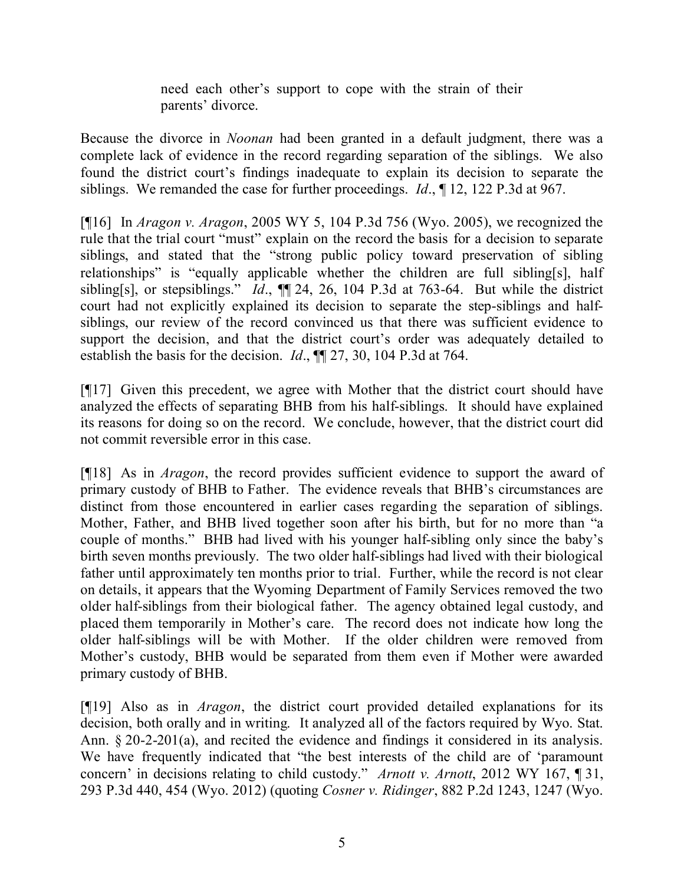> need each other's support to cope with the strain of their parents' divorce.

Because the divorce in *Noonan* had been granted in a default judgment, there was a complete lack of evidence in the record regarding separation of the siblings. We also found the district court's findings inadequate to explain its decision to separate the siblings. We remanded the case for further proceedings. *Id*., ¶ 12, 122 P.3d at 967.

[¶16] In *Aragon v. Aragon*, 2005 WY 5, 104 P.3d 756 (Wyo. 2005), we recognized the rule that the trial court "must" explain on the record the basis for a decision to separate siblings, and stated that the "strong public policy toward preservation of sibling relationships" is "equally applicable whether the children are full sibling[s], half sibling[s], or stepsiblings." *Id*., ¶¶ 24, 26, 104 P.3d at 763-64. But while the district court had not explicitly explained its decision to separate the step-siblings and half-siblings, our review of the record convinced us that there was sufficient evidence to support the decision, and that the district court's order was adequately detailed to establish the basis for the decision. *Id*., ¶¶ 27, 30, 104 P.3d at 764.

[¶17] Given this precedent, we agree with Mother that the district court should have analyzed the effects of separating BHB from his half-siblings. It should have explained its reasons for doing so on the record. We conclude, however, that the district court did not commit reversible error in this case.

[¶18] As in *Aragon*, the record provides sufficient evidence to support the award of primary custody of BHB to Father. The evidence reveals that BHB's circumstances are distinct from those encountered in earlier cases regarding the separation of siblings. Mother, Father, and BHB lived together soon after his birth, but for no more than "a couple of months." BHB had lived with his younger half-sibling only since the baby's birth seven months previously. The two older half-siblings had lived with their biological father until approximately ten months prior to trial. Further, while the record is not clear on details, it appears that the Wyoming Department of Family Services removed the two older half-siblings from their biological father. The agency obtained legal custody, and placed them temporarily in Mother's care. The record does not indicate how long the older half-siblings will be with Mother. If the older children were removed from Mother's custody, BHB would be separated from them even if Mother were awarded primary custody of BHB.

[¶19] Also as in *Aragon*, the district court provided detailed explanations for its decision, both orally and in writing. It analyzed all of the factors required by Wyo. Stat. Ann. § 20-2-201(a), and recited the evidence and findings it considered in its analysis. We have frequently indicated that "the best interests of the child are of 'paramount concern' in decisions relating to child custody." *Arnott v. Arnott*, 2012 WY 167, ¶ 31, 293 P.3d 440, 454 (Wyo. 2012) (quoting *Cosner v. Ridinger*, 882 P.2d 1243, 1247 (Wyo.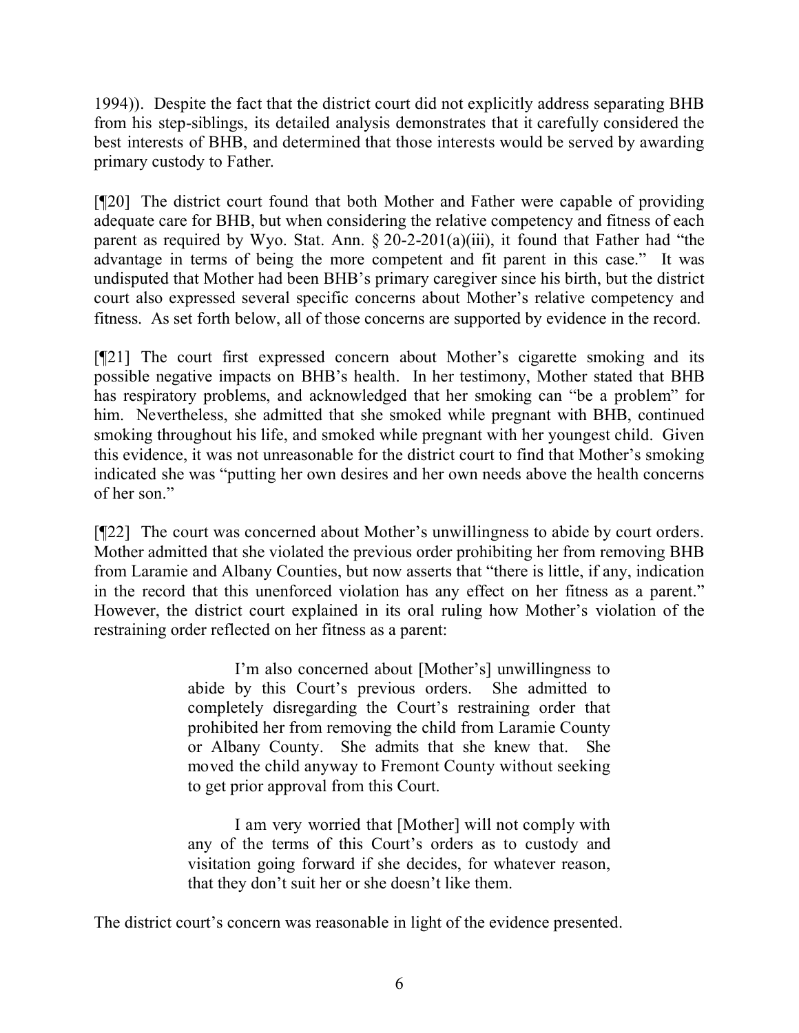1994)). Despite the fact that the district court did not explicitly address separating BHB from his step-siblings, its detailed analysis demonstrates that it carefully considered the best interests of BHB, and determined that those interests would be served by awarding primary custody to Father.

[¶20] The district court found that both Mother and Father were capable of providing adequate care for BHB, but when considering the relative competency and fitness of each parent as required by Wyo. Stat. Ann. § 20-2-201(a)(iii), it found that Father had "the advantage in terms of being the more competent and fit parent in this case." It was undisputed that Mother had been BHB's primary caregiver since his birth, but the district court also expressed several specific concerns about Mother's relative competency and fitness. As set forth below, all of those concerns are supported by evidence in the record.

[¶21] The court first expressed concern about Mother's cigarette smoking and its possible negative impacts on BHB's health. In her testimony, Mother stated that BHB has respiratory problems, and acknowledged that her smoking can "be a problem" for him. Nevertheless, she admitted that she smoked while pregnant with BHB, continued smoking throughout his life, and smoked while pregnant with her youngest child. Given this evidence, it was not unreasonable for the district court to find that Mother's smoking indicated she was "putting her own desires and her own needs above the health concerns of her son."

[¶22] The court was concerned about Mother's unwillingness to abide by court orders. Mother admitted that she violated the previous order prohibiting her from removing BHB from Laramie and Albany Counties, but now asserts that "there is little, if any, indication in the record that this unenforced violation has any effect on her fitness as a parent." However, the district court explained in its oral ruling how Mother's violation of the restraining order reflected on her fitness as a parent:

> I'm also concerned about [Mother's] unwillingness to abide by this Court's previous orders. She admitted to completely disregarding the Court's restraining order that prohibited her from removing the child from Laramie County or Albany County. She admits that she knew that. She moved the child anyway to Fremont County without seeking to get prior approval from this Court.
>
> I am very worried that [Mother] will not comply with any of the terms of this Court's orders as to custody and visitation going forward if she decides, for whatever reason, that they don't suit her or she doesn't like them.

The district court's concern was reasonable in light of the evidence presented.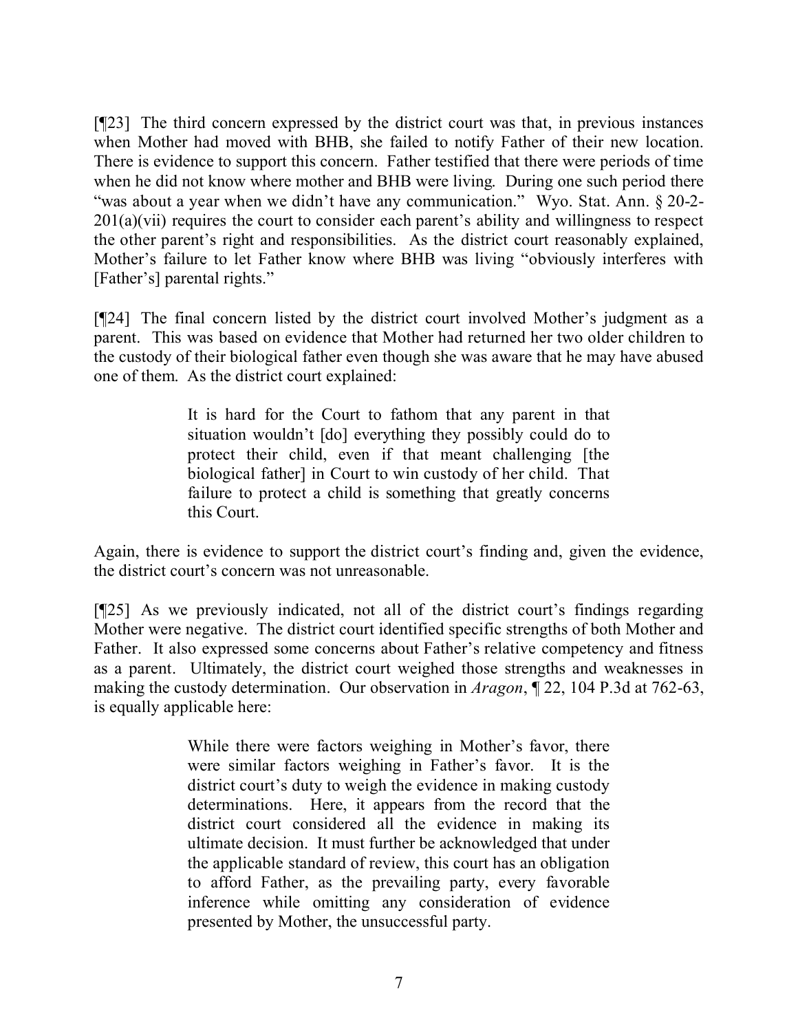[¶23] The third concern expressed by the district court was that, in previous instances when Mother had moved with BHB, she failed to notify Father of their new location. There is evidence to support this concern. Father testified that there were periods of time when he did not know where mother and BHB were living. During one such period there "was about a year when we didn't have any communication." Wyo. Stat. Ann. § 20-2-201(a)(vii) requires the court to consider each parent's ability and willingness to respect the other parent's right and responsibilities. As the district court reasonably explained, Mother's failure to let Father know where BHB was living "obviously interferes with [Father's] parental rights."

[¶24] The final concern listed by the district court involved Mother's judgment as a parent. This was based on evidence that Mother had returned her two older children to the custody of their biological father even though she was aware that he may have abused one of them. As the district court explained:

> It is hard for the Court to fathom that any parent in that situation wouldn't [do] everything they possibly could do to protect their child, even if that meant challenging [the biological father] in Court to win custody of her child. That failure to protect a child is something that greatly concerns this Court.

Again, there is evidence to support the district court's finding and, given the evidence, the district court's concern was not unreasonable.

[¶25] As we previously indicated, not all of the district court's findings regarding Mother were negative. The district court identified specific strengths of both Mother and Father. It also expressed some concerns about Father's relative competency and fitness as a parent. Ultimately, the district court weighed those strengths and weaknesses in making the custody determination. Our observation in *Aragon*, ¶ 22, 104 P.3d at 762-63, is equally applicable here:

> While there were factors weighing in Mother's favor, there were similar factors weighing in Father's favor. It is the district court's duty to weigh the evidence in making custody determinations. Here, it appears from the record that the district court considered all the evidence in making its ultimate decision. It must further be acknowledged that under the applicable standard of review, this court has an obligation to afford Father, as the prevailing party, every favorable inference while omitting any consideration of evidence presented by Mother, the unsuccessful party.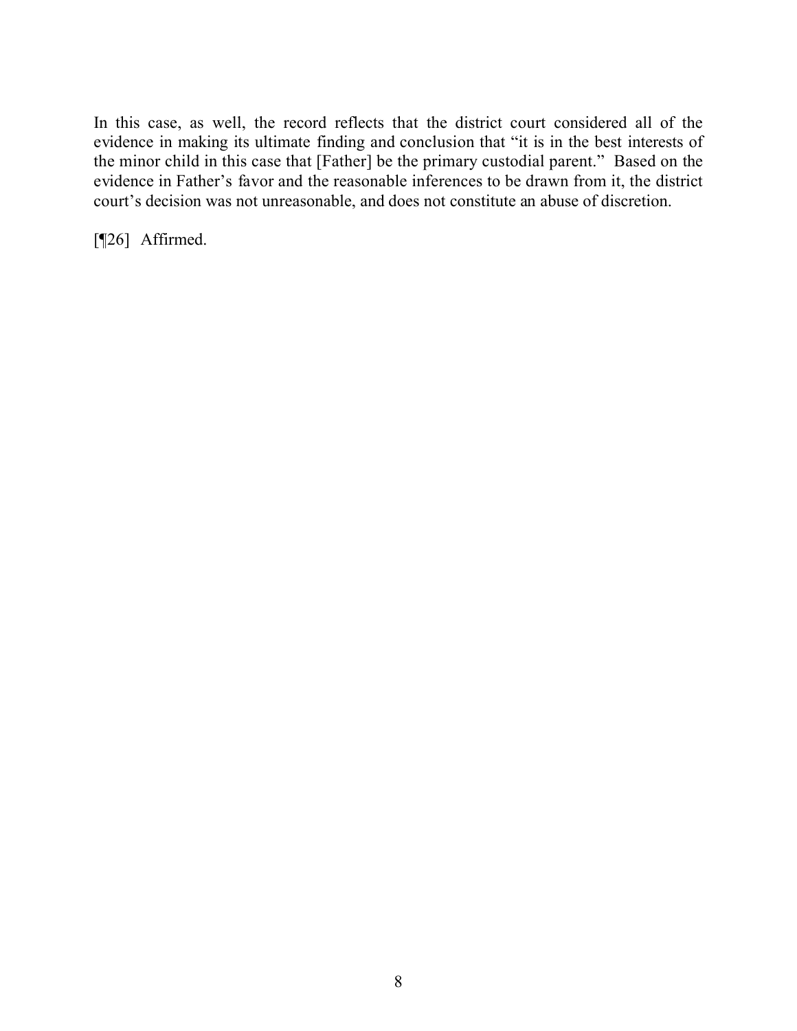In this case, as well, the record reflects that the district court considered all of the evidence in making its ultimate finding and conclusion that "it is in the best interests of the minor child in this case that [Father] be the primary custodial parent." Based on the evidence in Father's favor and the reasonable inferences to be drawn from it, the district court's decision was not unreasonable, and does not constitute an abuse of discretion.

[¶26] Affirmed.